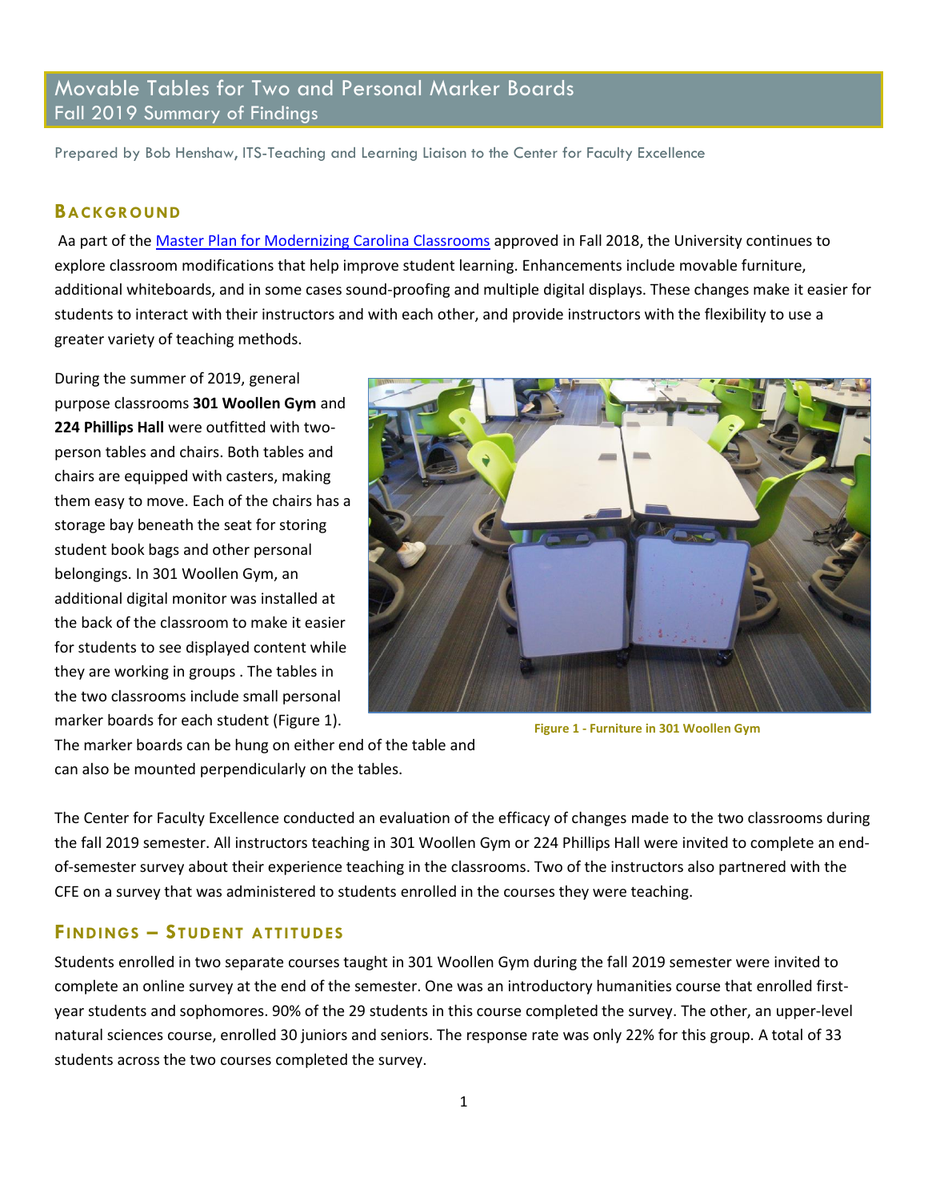# Movable Tables for Two and Personal Marker Boards
Fall 2019 Summary of Findings

Prepared by Bob Henshaw, ITS-Teaching and Learning Liaison to the Center for Faculty Excellence

## BACKGROUND

Aa part of the [Master Plan for Modernizing Carolina Classrooms]() approved in Fall 2018, the University continues to explore classroom modifications that help improve student learning. Enhancements include movable furniture, additional whiteboards, and in some cases sound-proofing and multiple digital displays. These changes make it easier for students to interact with their instructors and with each other, and provide instructors with the flexibility to use a greater variety of teaching methods.

During the summer of 2019, general purpose classrooms **301 Woollen Gym** and **224 Phillips Hall** were outfitted with two-person tables and chairs. Both tables and chairs are equipped with casters, making them easy to move. Each of the chairs has a storage bay beneath the seat for storing student book bags and other personal belongings. In 301 Woollen Gym, an additional digital monitor was installed at the back of the classroom to make it easier for students to see displayed content while they are working in groups . The tables in the two classrooms include small personal marker boards for each student (Figure 1). The marker boards can be hung on either end of the table and can also be mounted perpendicularly on the tables.

**Figure 1 - Furniture in 301 Woollen Gym**

The Center for Faculty Excellence conducted an evaluation of the efficacy of changes made to the two classrooms during the fall 2019 semester. All instructors teaching in 301 Woollen Gym or 224 Phillips Hall were invited to complete an end-of-semester survey about their experience teaching in the classrooms. Two of the instructors also partnered with the CFE on a survey that was administered to students enrolled in the courses they were teaching.

## FINDINGS – STUDENT ATTITUDES

Students enrolled in two separate courses taught in 301 Woollen Gym during the fall 2019 semester were invited to complete an online survey at the end of the semester. One was an introductory humanities course that enrolled first-year students and sophomores. 90% of the 29 students in this course completed the survey. The other, an upper-level natural sciences course, enrolled 30 juniors and seniors. The response rate was only 22% for this group. A total of 33 students across the two courses completed the survey.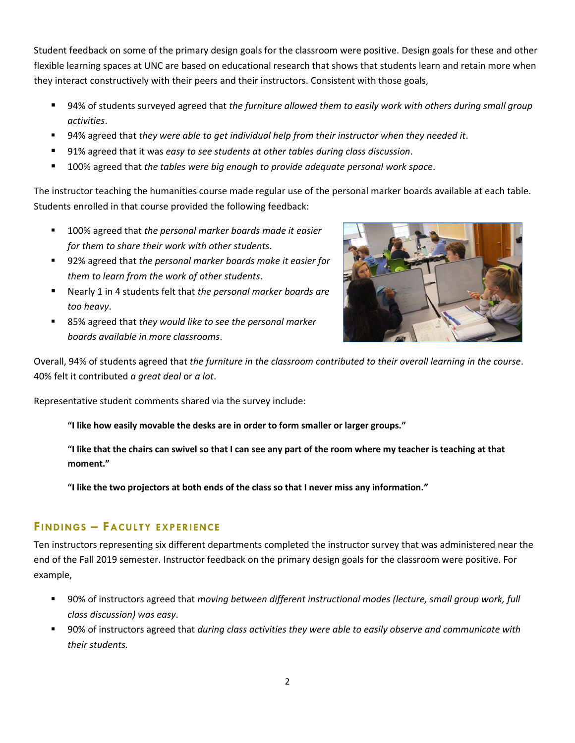Student feedback on some of the primary design goals for the classroom were positive. Design goals for these and other flexible learning spaces at UNC are based on educational research that shows that students learn and retain more when they interact constructively with their peers and their instructors. Consistent with those goals,

- 94% of students surveyed agreed that *the furniture allowed them to easily work with others during small group activities*.
- 94% agreed that *they were able to get individual help from their instructor when they needed it*.
- 91% agreed that it was *easy to see students at other tables during class discussion*.
- 100% agreed that *the tables were big enough to provide adequate personal work space*.

The instructor teaching the humanities course made regular use of the personal marker boards available at each table. Students enrolled in that course provided the following feedback:

- 100% agreed that *the personal marker boards made it easier for them to share their work with other students*.
- 92% agreed that *the personal marker boards make it easier for them to learn from the work of other students*.
- Nearly 1 in 4 students felt that *the personal marker boards are too heavy*.
- 85% agreed that *they would like to see the personal marker boards available in more classrooms*.

Overall, 94% of students agreed that *the furniture in the classroom contributed to their overall learning in the course*. 40% felt it contributed *a great deal* or *a lot*.

Representative student comments shared via the survey include:

> **"I like how easily movable the desks are in order to form smaller or larger groups."**
>
> **"I like that the chairs can swivel so that I can see any part of the room where my teacher is teaching at that moment."**
>
> **"I like the two projectors at both ends of the class so that I never miss any information."**

## Findings – Faculty experience

Ten instructors representing six different departments completed the instructor survey that was administered near the end of the Fall 2019 semester. Instructor feedback on the primary design goals for the classroom were positive. For example,

- 90% of instructors agreed that *moving between different instructional modes (lecture, small group work, full class discussion) was easy.*
- 90% of instructors agreed that *during class activities they were able to easily observe and communicate with their students.*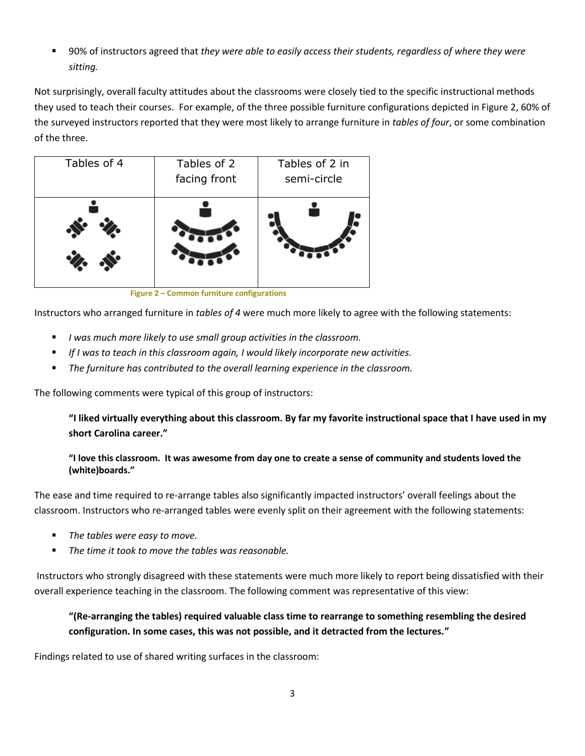- 90% of instructors agreed that *they were able to easily access their students, regardless of where they were sitting.*

Not surprisingly, overall faculty attitudes about the classrooms were closely tied to the specific instructional methods they used to teach their courses. For example, of the three possible furniture configurations depicted in Figure 2, 60% of the surveyed instructors reported that they were most likely to arrange furniture in *tables of four*, or some combination of the three.

| Tables of 4 | Tables of 2 facing front | Tables of 2 in semi-circle |
| --- | --- | --- |
| | | |

**Figure 2 – Common furniture configurations**

Instructors who arranged furniture in *tables of 4* were much more likely to agree with the following statements:

- *I was much more likely to use small group activities in the classroom.*
- *If I was to teach in this classroom again, I would likely incorporate new activities.*
- *The furniture has contributed to the overall learning experience in the classroom.*

The following comments were typical of this group of instructors:

> **"I liked virtually everything about this classroom. By far my favorite instructional space that I have used in my short Carolina career."**
>
> **"I love this classroom. It was awesome from day one to create a sense of community and students loved the (white)boards."**

The ease and time required to re-arrange tables also significantly impacted instructors' overall feelings about the classroom. Instructors who re-arranged tables were evenly split on their agreement with the following statements:

- *The tables were easy to move.*
- *The time it took to move the tables was reasonable.*

Instructors who strongly disagreed with these statements were much more likely to report being dissatisfied with their overall experience teaching in the classroom. The following comment was representative of this view:

> **"(Re-arranging the tables) required valuable class time to rearrange to something resembling the desired configuration. In some cases, this was not possible, and it detracted from the lectures."**

Findings related to use of shared writing surfaces in the classroom: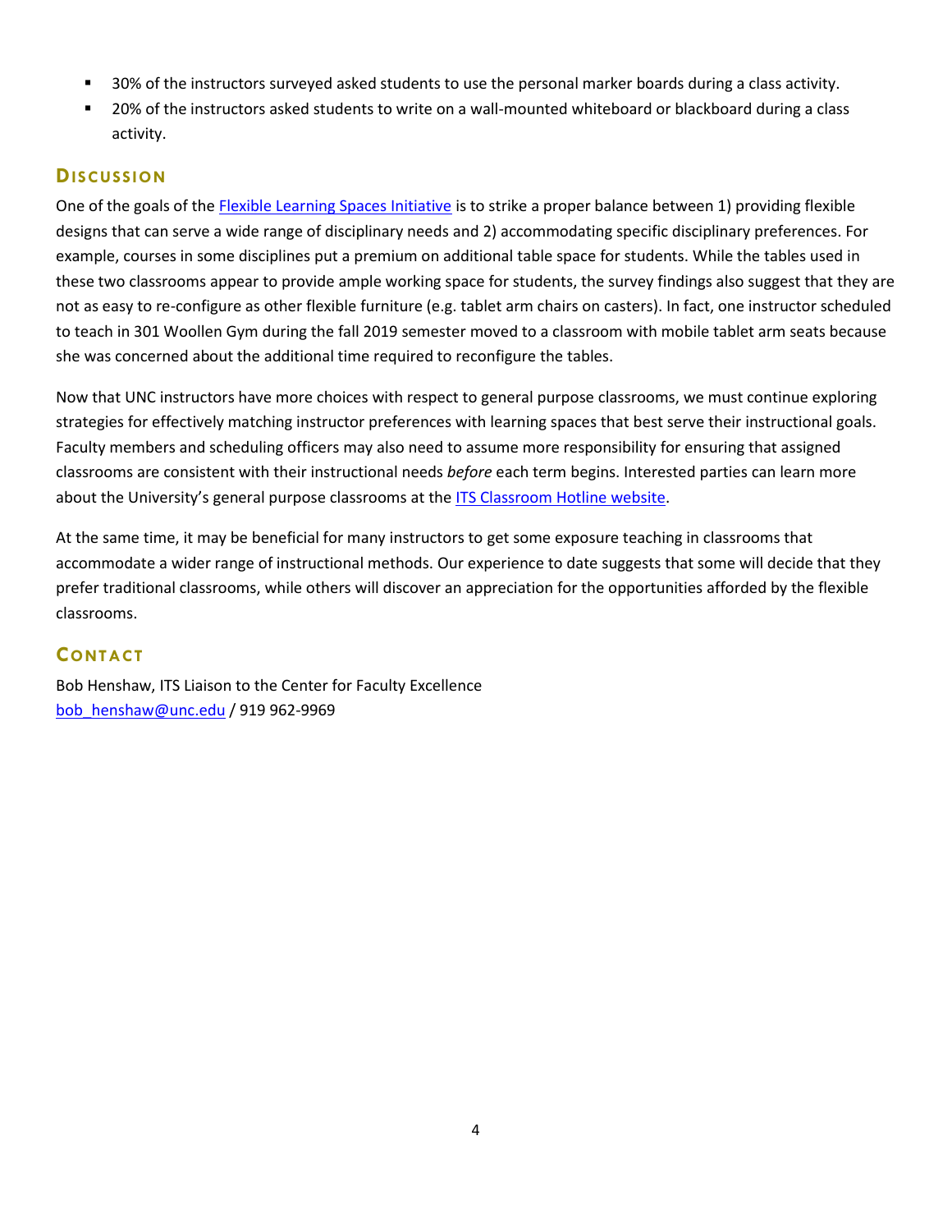- 30% of the instructors surveyed asked students to use the personal marker boards during a class activity.
- 20% of the instructors asked students to write on a wall-mounted whiteboard or blackboard during a class activity.

## Discussion

One of the goals of the [Flexible Learning Spaces Initiative]() is to strike a proper balance between 1) providing flexible designs that can serve a wide range of disciplinary needs and 2) accommodating specific disciplinary preferences. For example, courses in some disciplines put a premium on additional table space for students. While the tables used in these two classrooms appear to provide ample working space for students, the survey findings also suggest that they are not as easy to re-configure as other flexible furniture (e.g. tablet arm chairs on casters). In fact, one instructor scheduled to teach in 301 Woollen Gym during the fall 2019 semester moved to a classroom with mobile tablet arm seats because she was concerned about the additional time required to reconfigure the tables.

Now that UNC instructors have more choices with respect to general purpose classrooms, we must continue exploring strategies for effectively matching instructor preferences with learning spaces that best serve their instructional goals. Faculty members and scheduling officers may also need to assume more responsibility for ensuring that assigned classrooms are consistent with their instructional needs *before* each term begins. Interested parties can learn more about the University's general purpose classrooms at the [ITS Classroom Hotline website]().

At the same time, it may be beneficial for many instructors to get some exposure teaching in classrooms that accommodate a wider range of instructional methods. Our experience to date suggests that some will decide that they prefer traditional classrooms, while others will discover an appreciation for the opportunities afforded by the flexible classrooms.

## Contact

Bob Henshaw, ITS Liaison to the Center for Faculty Excellence
bob_henshaw@unc.edu / 919 962-9969